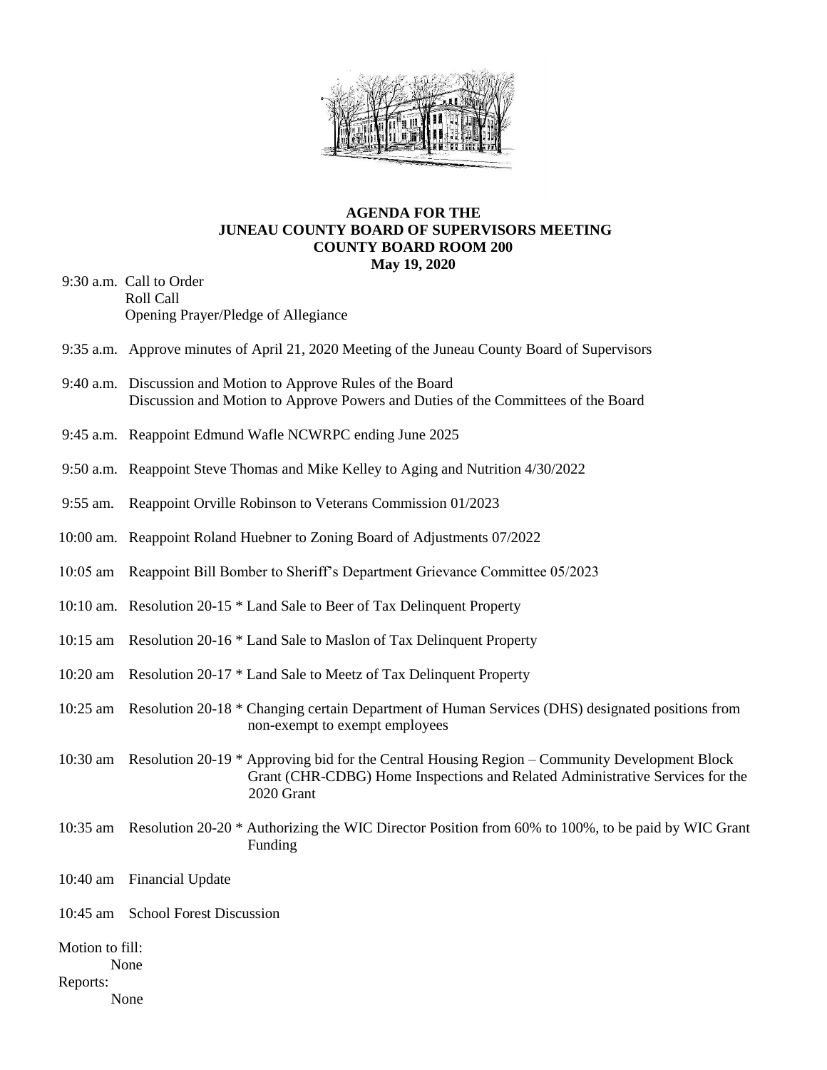# AGENDA FOR THE JUNEAU COUNTY BOARD OF SUPERVISORS MEETING
## COUNTY BOARD ROOM 200
## May 19, 2020

9:30 a.m. Call to Order
Roll Call
Opening Prayer/Pledge of Allegiance

9:35 a.m. Approve minutes of April 21, 2020 Meeting of the Juneau County Board of Supervisors

9:40 a.m. Discussion and Motion to Approve Rules of the Board
Discussion and Motion to Approve Powers and Duties of the Committees of the Board

9:45 a.m. Reappoint Edmund Wafle NCWRPC ending June 2025

9:50 a.m. Reappoint Steve Thomas and Mike Kelley to Aging and Nutrition 4/30/2022

9:55 am. Reappoint Orville Robinson to Veterans Commission 01/2023

10:00 am. Reappoint Roland Huebner to Zoning Board of Adjustments 07/2022

10:05 am Reappoint Bill Bomber to Sheriff's Department Grievance Committee 05/2023

10:10 am. Resolution 20-15 * Land Sale to Beer of Tax Delinquent Property

10:15 am Resolution 20-16 * Land Sale to Maslon of Tax Delinquent Property

10:20 am Resolution 20-17 * Land Sale to Meetz of Tax Delinquent Property

10:25 am Resolution 20-18 * Changing certain Department of Human Services (DHS) designated positions from non-exempt to exempt employees

10:30 am Resolution 20-19 * Approving bid for the Central Housing Region – Community Development Block Grant (CHR-CDBG) Home Inspections and Related Administrative Services for the 2020 Grant

10:35 am Resolution 20-20 * Authorizing the WIC Director Position from 60% to 100%, to be paid by WIC Grant Funding

10:40 am Financial Update

10:45 am School Forest Discussion

Motion to fill:
None

Reports:
None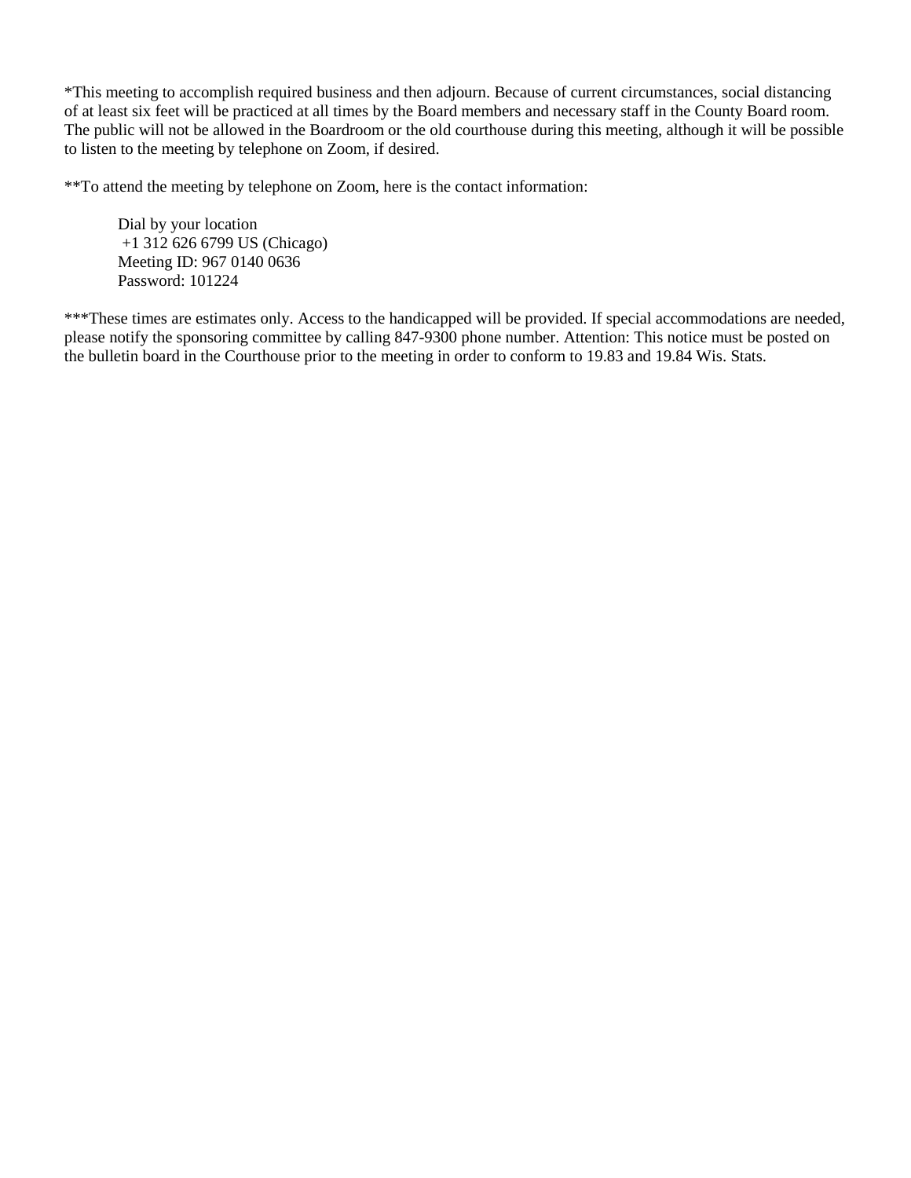*This meeting to accomplish required business and then adjourn. Because of current circumstances, social distancing of at least six feet will be practiced at all times by the Board members and necessary staff in the County Board room. The public will not be allowed in the Boardroom or the old courthouse during this meeting, although it will be possible to listen to the meeting by telephone on Zoom, if desired.

**To attend the meeting by telephone on Zoom, here is the contact information:

Dial by your location
+1 312 626 6799 US (Chicago)
Meeting ID: 967 0140 0636
Password: 101224

***These times are estimates only. Access to the handicapped will be provided. If special accommodations are needed, please notify the sponsoring committee by calling 847-9300 phone number. Attention: This notice must be posted on the bulletin board in the Courthouse prior to the meeting in order to conform to 19.83 and 19.84 Wis. Stats.